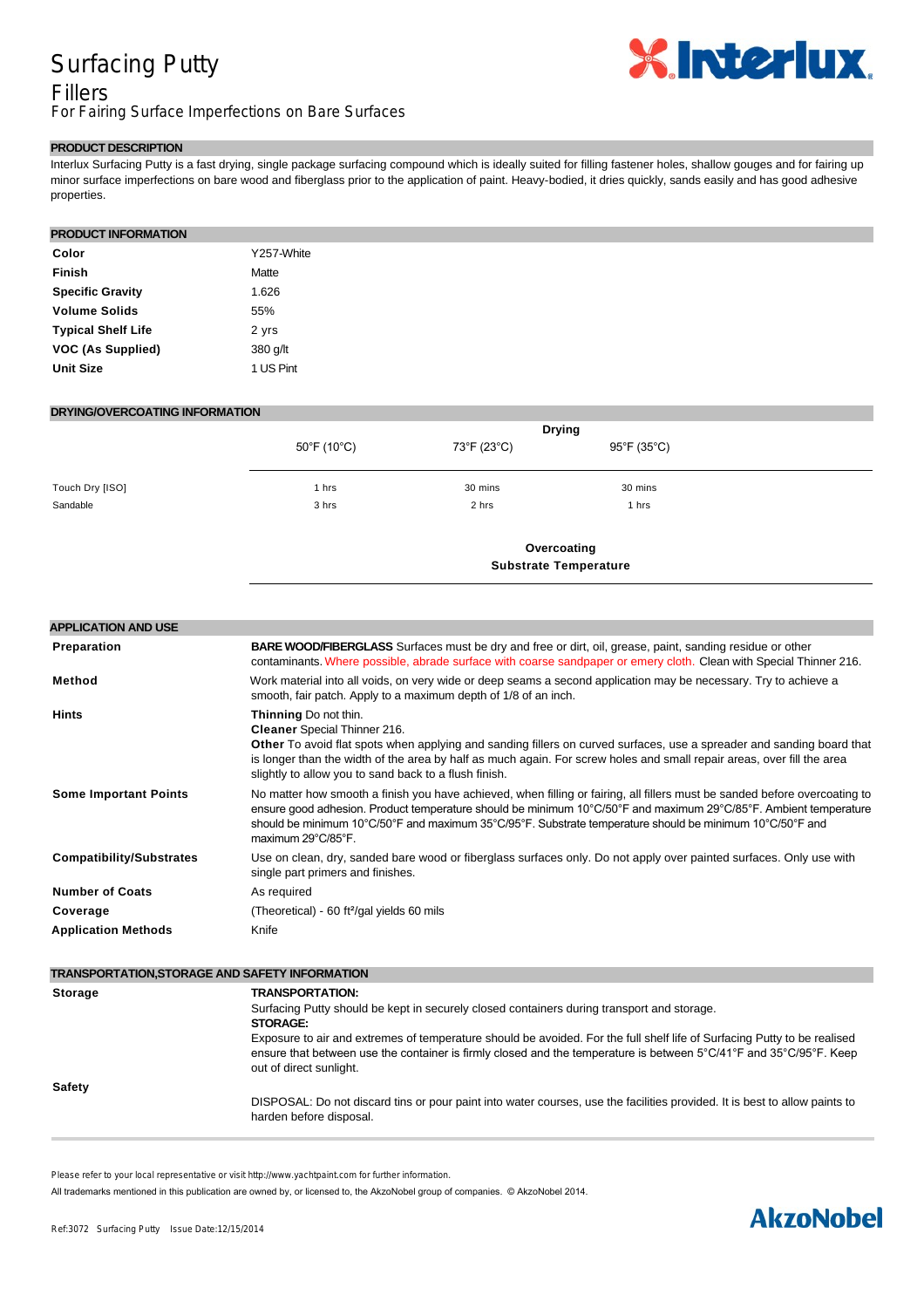# Surfacing Putty

## Fillers

For Fairing Surface Imperfections on Bare Surfaces

## PRODUCT DESCRIPTION

Interlux Surfacing Putty is a fast drying, single package surfacing compound which is ideally suited for filling fastener holes, shallow gouges and for fairing up minor surface imperfections on bare wood and fiberglass prior to the application of paint. Heavy-bodied, it dries quickly, sands easily and has good adhesive properties.

## PRODUCT INFORMATION

| | |
|---|---|
| **Color** | Y257-White |
| **Finish** | Matte |
| **Specific Gravity** | 1.626 |
| **Volume Solids** | 55% |
| **Typical Shelf Life** | 2 yrs |
| **VOC (As Supplied)** | 380 g/lt |
| **Unit Size** | 1 US Pint |

## DRYING/OVERCOATING INFORMATION

| | Drying | | |
|---|---|---|---|
| | 50°F (10°C) | 73°F (23°C) | 95°F (35°C) |
| Touch Dry [ISO] | 1 hrs | 30 mins | 30 mins |
| Sandable | 3 hrs | 2 hrs | 1 hrs |

**Overcoating**

**Substrate Temperature**

## APPLICATION AND USE

| | |
|---|---|
| **Preparation** | **BARE WOOD/FIBERGLASS** Surfaces must be dry and free or dirt, oil, grease, paint, sanding residue or other contaminants. Where possible, abrade surface with coarse sandpaper or emery cloth. Clean with Special Thinner 216. |
| **Method** | Work material into all voids, on very wide or deep seams a second application may be necessary. Try to achieve a smooth, fair patch. Apply to a maximum depth of 1/8 of an inch. |
| **Hints** | **Thinning** Do not thin.<br>**Cleaner** Special Thinner 216.<br>**Other** To avoid flat spots when applying and sanding fillers on curved surfaces, use a spreader and sanding board that is longer than the width of the area by half as much again. For screw holes and small repair areas, over fill the area slightly to allow you to sand back to a flush finish. |
| **Some Important Points** | No matter how smooth a finish you have achieved, when filling or fairing, all fillers must be sanded before overcoating to ensure good adhesion. Product temperature should be minimum 10°C/50°F and maximum 29°C/85°F. Ambient temperature should be minimum 10°C/50°F and maximum 35°C/95°F. Substrate temperature should be minimum 10°C/50°F and maximum 29°C/85°F. |
| **Compatibility/Substrates** | Use on clean, dry, sanded bare wood or fiberglass surfaces only. Do not apply over painted surfaces. Only use with single part primers and finishes. |
| **Number of Coats** | As required |
| **Coverage** | (Theoretical) - 60 ft²/gal yields 60 mils |
| **Application Methods** | Knife |

## TRANSPORTATION,STORAGE AND SAFETY INFORMATION

| | |
|---|---|
| **Storage** | **TRANSPORTATION:**<br>Surfacing Putty should be kept in securely closed containers during transport and storage.<br>**STORAGE:**<br>Exposure to air and extremes of temperature should be avoided. For the full shelf life of Surfacing Putty to be realised ensure that between use the container is firmly closed and the temperature is between 5°C/41°F and 35°C/95°F. Keep out of direct sunlight. |
| **Safety** | DISPOSAL: Do not discard tins or pour paint into water courses, use the facilities provided. It is best to allow paints to harden before disposal. |

Please refer to your local representative or visit http://www.yachtpaint.com for further information.

All trademarks mentioned in this publication are owned by, or licensed to, the AkzoNobel group of companies. © AkzoNobel 2014.

Ref:3072 Surfacing Putty Issue Date:12/15/2014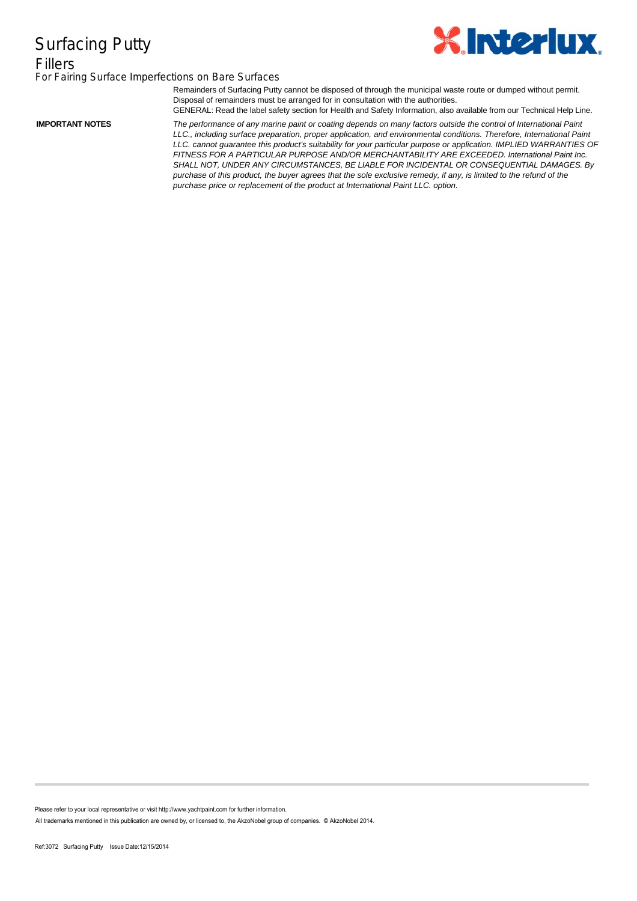Remainders of Surfacing Putty cannot be disposed of through the municipal waste route or dumped without permit. Disposal of remainders must be arranged for in consultation with the authorities.

GENERAL: Read the label safety section for Health and Safety Information, also available from our Technical Help Line.

**IMPORTANT NOTES**

*The performance of any marine paint or coating depends on many factors outside the control of International Paint LLC., including surface preparation, proper application, and environmental conditions. Therefore, International Paint LLC. cannot guarantee this product's suitability for your particular purpose or application. IMPLIED WARRANTIES OF FITNESS FOR A PARTICULAR PURPOSE AND/OR MERCHANTABILITY ARE EXCEEDED. International Paint Inc. SHALL NOT, UNDER ANY CIRCUMSTANCES, BE LIABLE FOR INCIDENTAL OR CONSEQUENTIAL DAMAGES. By purchase of this product, the buyer agrees that the sole exclusive remedy, if any, is limited to the refund of the purchase price or replacement of the product at International Paint LLC. option.*

Please refer to your local representative or visit http://www.yachtpaint.com for further information.

All trademarks mentioned in this publication are owned by, or licensed to, the AkzoNobel group of companies. © AkzoNobel 2014.

Ref:3072 Surfacing Putty Issue Date:12/15/2014